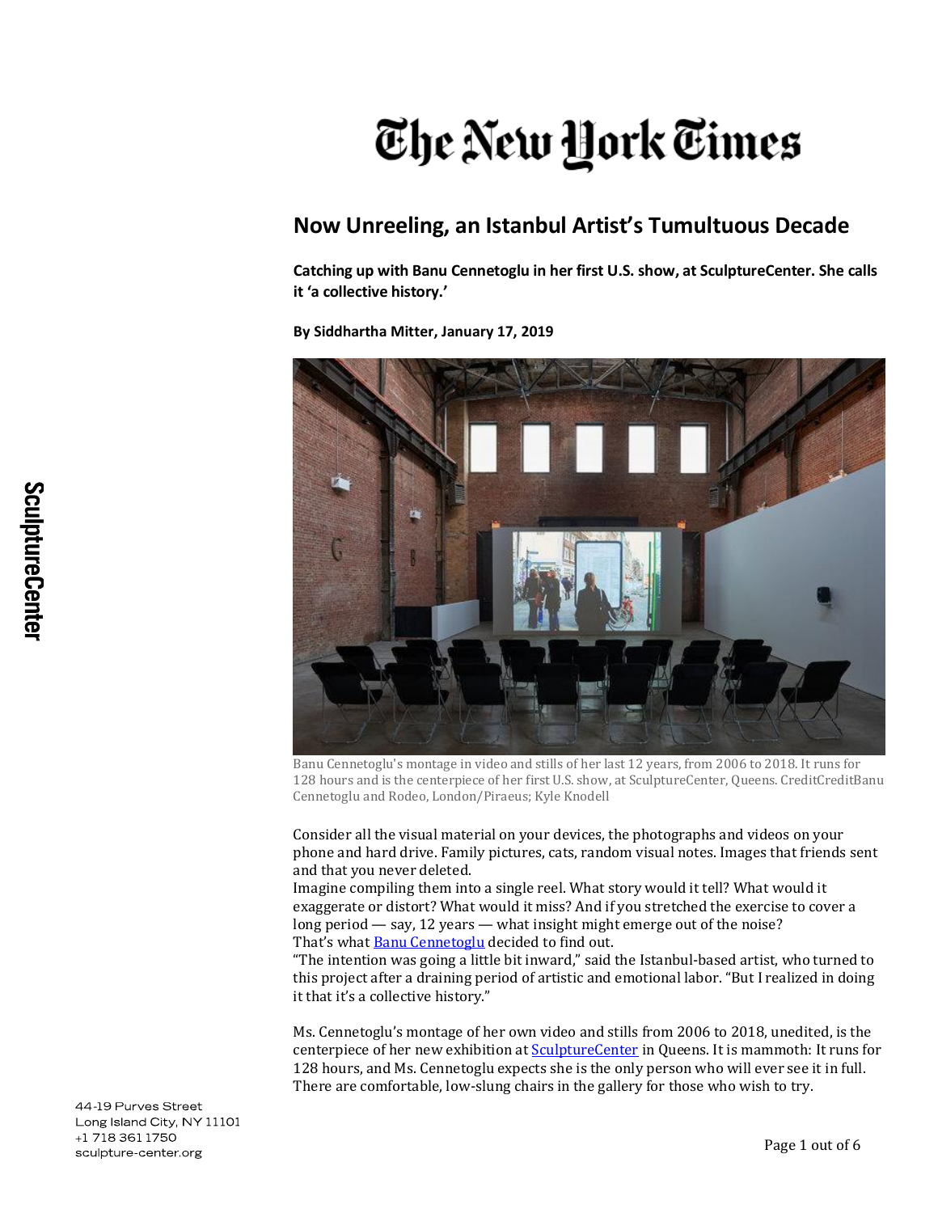# The New York Times

## Now Unreeling, an Istanbul Artist's Tumultuous Decade

**Catching up with Banu Cennetoglu in her first U.S. show, at SculptureCenter. She calls it 'a collective history.'**

**By Siddhartha Mitter, January 17, 2019**

Banu Cennetoglu's montage in video and stills of her last 12 years, from 2006 to 2018. It runs for 128 hours and is the centerpiece of her first U.S. show, at SculptureCenter, Queens. CreditCreditBanu Cennetoglu and Rodeo, London/Piraeus; Kyle Knodell

Consider all the visual material on your devices, the photographs and videos on your phone and hard drive. Family pictures, cats, random visual notes. Images that friends sent and that you never deleted.

Imagine compiling them into a single reel. What story would it tell? What would it exaggerate or distort? What would it miss? And if you stretched the exercise to cover a long period — say, 12 years — what insight might emerge out of the noise?

That's what Banu Cennetoglu decided to find out.

"The intention was going a little bit inward," said the Istanbul-based artist, who turned to this project after a draining period of artistic and emotional labor. "But I realized in doing it that it's a collective history."

Ms. Cennetoglu's montage of her own video and stills from 2006 to 2018, unedited, is the centerpiece of her new exhibition at SculptureCenter in Queens. It is mammoth: It runs for 128 hours, and Ms. Cennetoglu expects she is the only person who will ever see it in full. There are comfortable, low-slung chairs in the gallery for those who wish to try.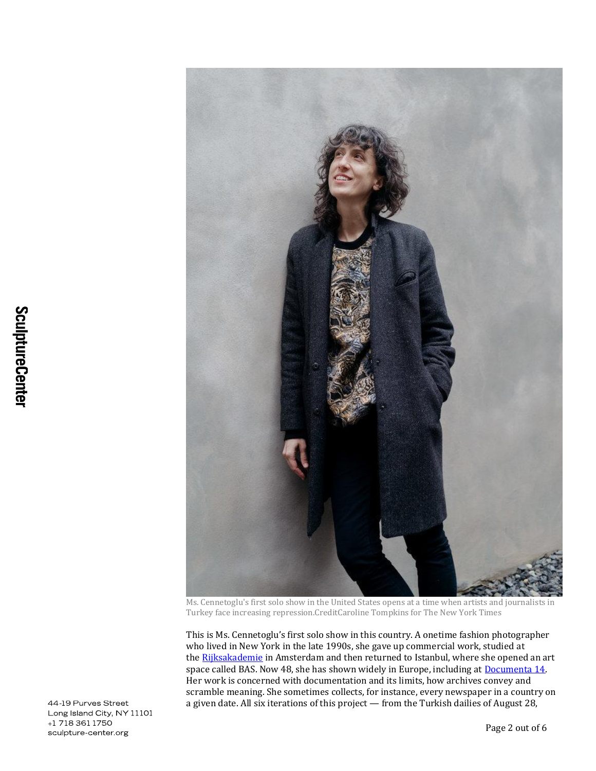Ms. Cennetoglu's first solo show in the United States opens at a time when artists and journalists in Turkey face increasing repression.CreditCaroline Tompkins for The New York Times

This is Ms. Cennetoglu's first solo show in this country. A onetime fashion photographer who lived in New York in the late 1990s, she gave up commercial work, studied at the [Rijksakademie](Rijksakademie) in Amsterdam and then returned to Istanbul, where she opened an art space called BAS. Now 48, she has shown widely in Europe, including at [Documenta 14](Documenta 14). Her work is concerned with documentation and its limits, how archives convey and scramble meaning. She sometimes collects, for instance, every newspaper in a country on a given date. All six iterations of this project — from the Turkish dailies of August 28,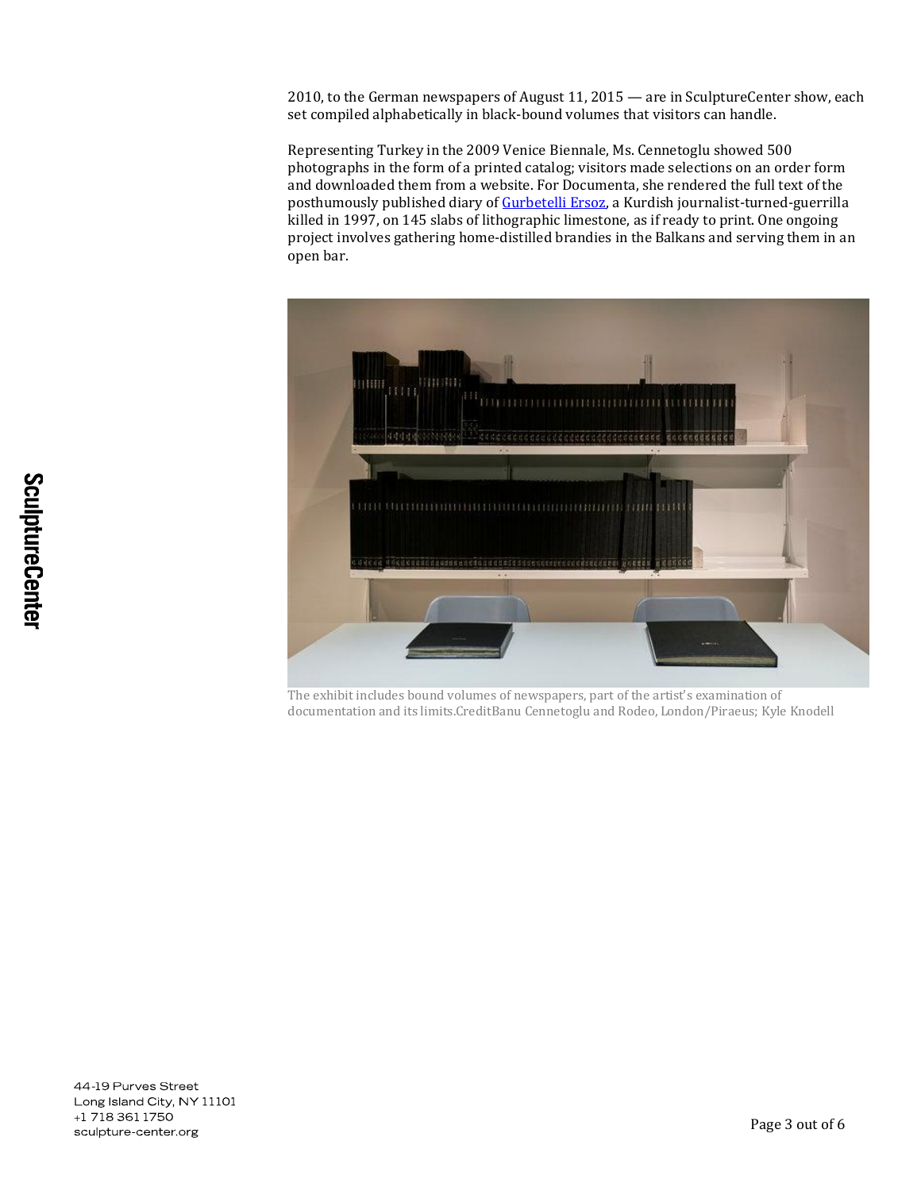2010, to the German newspapers of August 11, 2015 — are in SculptureCenter show, each set compiled alphabetically in black-bound volumes that visitors can handle.

Representing Turkey in the 2009 Venice Biennale, Ms. Cennetoglu showed 500 photographs in the form of a printed catalog; visitors made selections on an order form and downloaded them from a website. For Documenta, she rendered the full text of the posthumously published diary of [Gurbetelli Ersoz](), a Kurdish journalist-turned-guerrilla killed in 1997, on 145 slabs of lithographic limestone, as if ready to print. One ongoing project involves gathering home-distilled brandies in the Balkans and serving them in an open bar.

The exhibit includes bound volumes of newspapers, part of the artist's examination of documentation and its limits.CreditBanu Cennetoglu and Rodeo, London/Piraeus; Kyle Knodell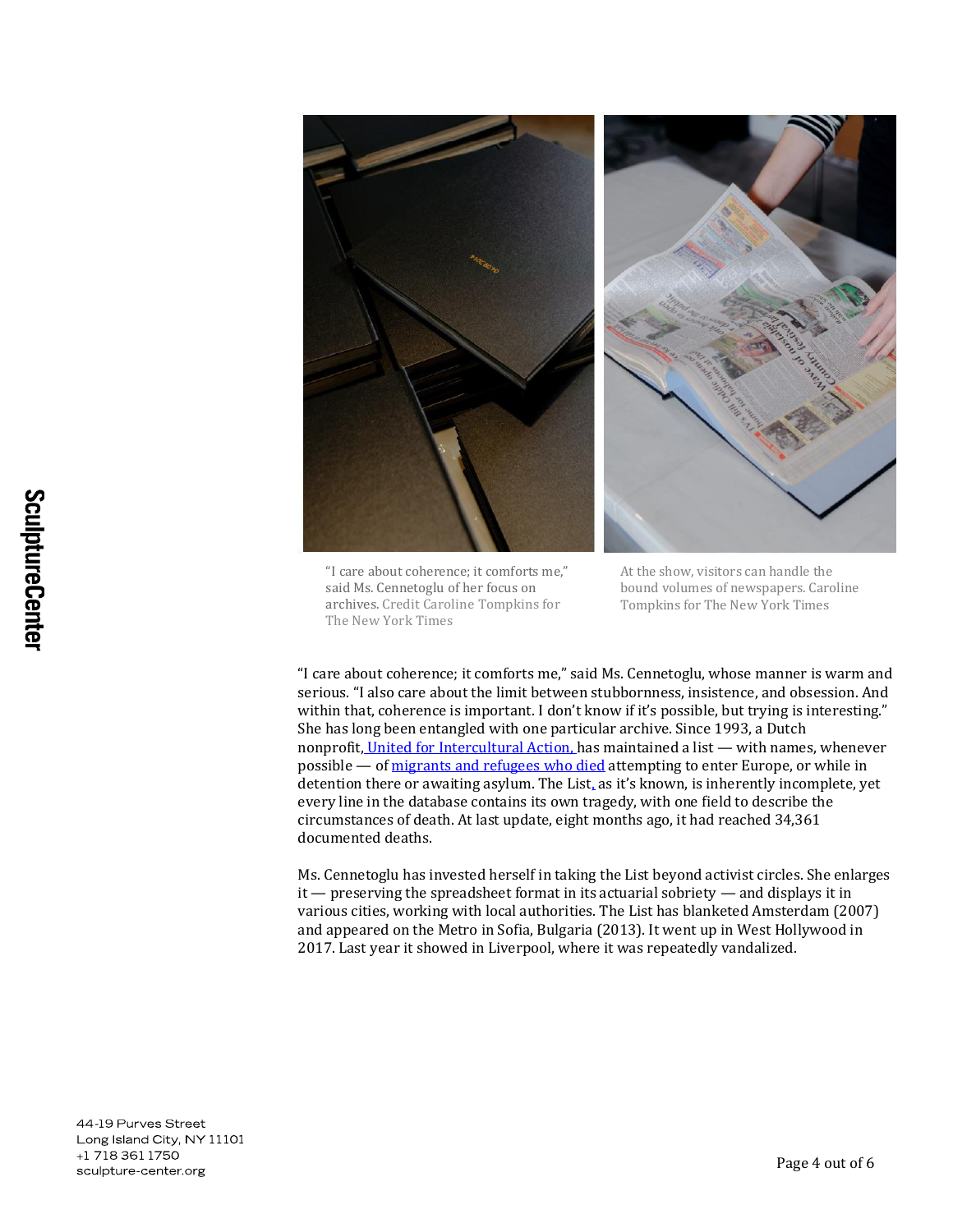"I care about coherence; it comforts me," said Ms. Cennetoglu of her focus on archives. Credit Caroline Tompkins for The New York Times

At the show, visitors can handle the bound volumes of newspapers. Caroline Tompkins for The New York Times

"I care about coherence; it comforts me," said Ms. Cennetoglu, whose manner is warm and serious. "I also care about the limit between stubbornness, insistence, and obsession. And within that, coherence is important. I don't know if it's possible, but trying is interesting." She has long been entangled with one particular archive. Since 1993, a Dutch nonprofit, United for Intercultural Action, has maintained a list — with names, whenever possible — of migrants and refugees who died attempting to enter Europe, or while in detention there or awaiting asylum. The List, as it's known, is inherently incomplete, yet every line in the database contains its own tragedy, with one field to describe the circumstances of death. At last update, eight months ago, it had reached 34,361 documented deaths.

Ms. Cennetoglu has invested herself in taking the List beyond activist circles. She enlarges it — preserving the spreadsheet format in its actuarial sobriety — and displays it in various cities, working with local authorities. The List has blanketed Amsterdam (2007) and appeared on the Metro in Sofia, Bulgaria (2013). It went up in West Hollywood in 2017. Last year it showed in Liverpool, where it was repeatedly vandalized.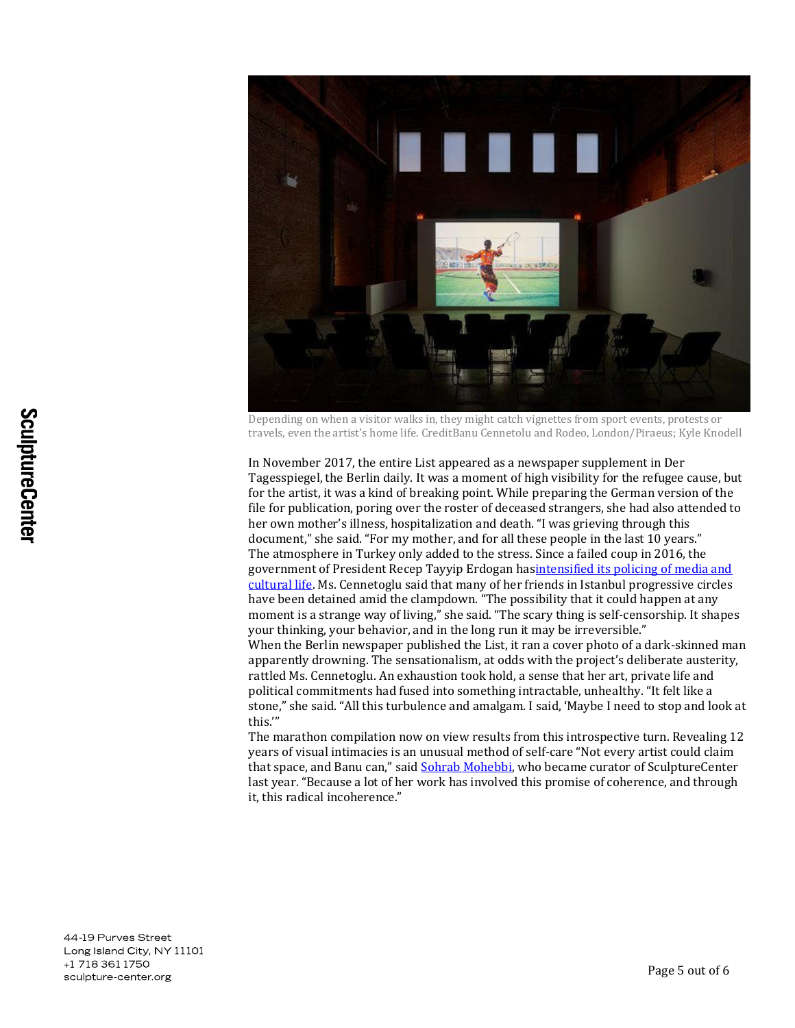Depending on when a visitor walks in, they might catch vignettes from sport events, protests or travels, even the artist's home life. CreditBanu Cennetolu and Rodeo, London/Piraeus; Kyle Knodell

In November 2017, the entire List appeared as a newspaper supplement in Der Tagesspiegel, the Berlin daily. It was a moment of high visibility for the refugee cause, but for the artist, it was a kind of breaking point. While preparing the German version of the file for publication, poring over the roster of deceased strangers, she had also attended to her own mother's illness, hospitalization and death. "I was grieving through this document," she said. "For my mother, and for all these people in the last 10 years."

The atmosphere in Turkey only added to the stress. Since a failed coup in 2016, the government of President Recep Tayyip Erdogan has [intensified its policing of media and cultural life](#). Ms. Cennetoglu said that many of her friends in Istanbul progressive circles have been detained amid the clampdown. "The possibility that it could happen at any moment is a strange way of living," she said. "The scary thing is self-censorship. It shapes your thinking, your behavior, and in the long run it may be irreversible."

When the Berlin newspaper published the List, it ran a cover photo of a dark-skinned man apparently drowning. The sensationalism, at odds with the project's deliberate austerity, rattled Ms. Cennetoglu. An exhaustion took hold, a sense that her art, private life and political commitments had fused into something intractable, unhealthy. "It felt like a stone," she said. "All this turbulence and amalgam. I said, 'Maybe I need to stop and look at this.'"

The marathon compilation now on view results from this introspective turn. Revealing 12 years of visual intimacies is an unusual method of self-care "Not every artist could claim that space, and Banu can," said [Sohrab Mohebbi](#), who became curator of SculptureCenter last year. "Because a lot of her work has involved this promise of coherence, and through it, this radical incoherence."

44-19 Purves Street
Long Island City, NY 11101
+1 718 361 1750
sculpture-center.org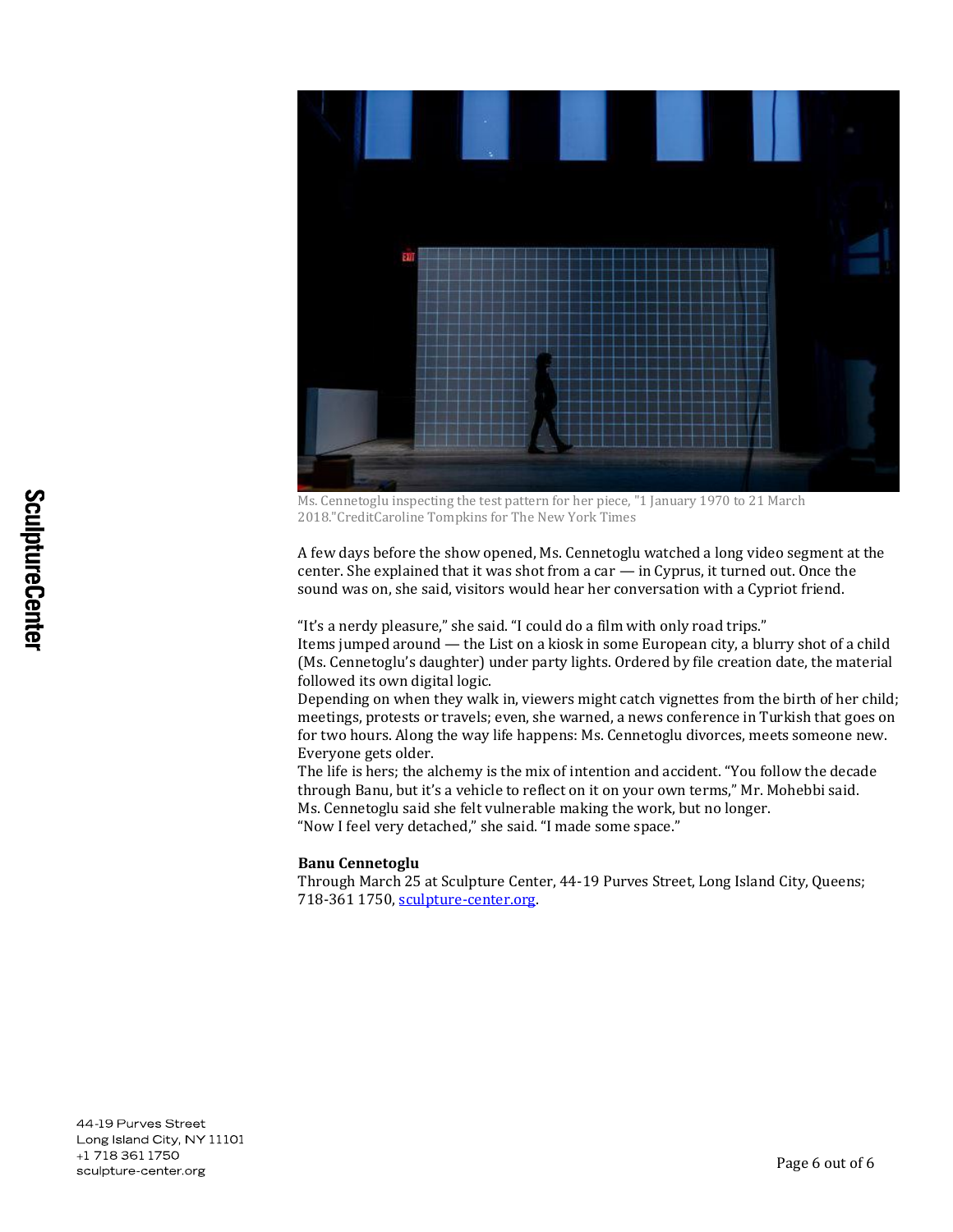Ms. Cennetoglu inspecting the test pattern for her piece, "1 January 1970 to 21 March 2018."CreditCaroline Tompkins for The New York Times

A few days before the show opened, Ms. Cennetoglu watched a long video segment at the center. She explained that it was shot from a car — in Cyprus, it turned out. Once the sound was on, she said, visitors would hear her conversation with a Cypriot friend.

"It's a nerdy pleasure," she said. "I could do a film with only road trips."
Items jumped around — the List on a kiosk in some European city, a blurry shot of a child (Ms. Cennetoglu's daughter) under party lights. Ordered by file creation date, the material followed its own digital logic.
Depending on when they walk in, viewers might catch vignettes from the birth of her child; meetings, protests or travels; even, she warned, a news conference in Turkish that goes on for two hours. Along the way life happens: Ms. Cennetoglu divorces, meets someone new. Everyone gets older.
The life is hers; the alchemy is the mix of intention and accident. "You follow the decade through Banu, but it's a vehicle to reflect on it on your own terms," Mr. Mohebbi said.
Ms. Cennetoglu said she felt vulnerable making the work, but no longer.
"Now I feel very detached," she said. "I made some space."

**Banu Cennetoglu**
Through March 25 at Sculpture Center, 44-19 Purves Street, Long Island City, Queens; 718-361 1750, sculpture-center.org.